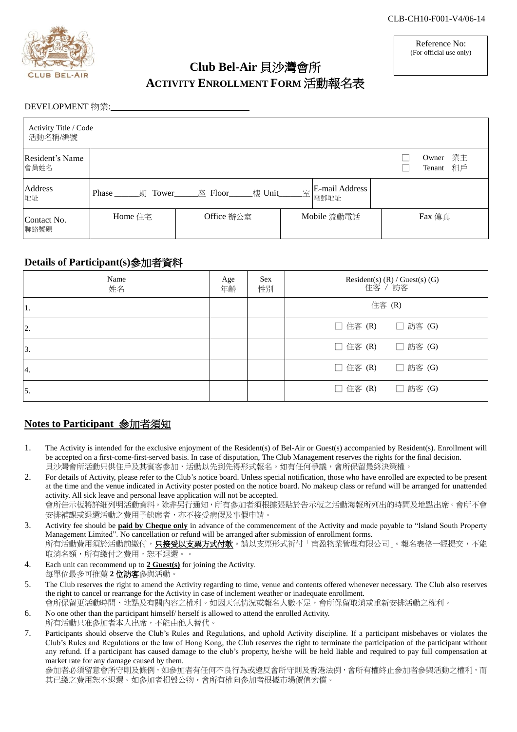CLB-CH10-F001-V4/06-14

# Club Bel-Air 貝沙灣會所
## ACTIVITY ENROLLMENT FORM 活動報名表

| Reference No: (For official use only) |
|---|
| |

DEVELOPMENT 物業:______________________________

| Activity Title / Code 活動名稱/編號 | | | | | |
|---|---|---|---|---|---|
| Resident's Name 會員姓名 | | | | | ☐ Owner 業主 ☐ Tenant 租戶 |
| Address 地址 | Phase _____期 Tower_____座 Floor_____樓 Unit_____室 | | E-mail Address 電郵地址 | | |
| Contact No. 聯絡號碼 | Home 住宅 | Office 辦公室 | Mobile 流動電話 | | Fax 傳真 |

## Details of Participant(s)參加者資料

| Name 姓名 | Age 年齡 | Sex 性別 | Resident(s) (R) / Guest(s) (G) 住客 / 訪客 |
|---|---|---|---|
| 1. | | | 住客 (R) |
| 2. | | | ☐ 住客 (R) ☐ 訪客 (G) |
| 3. | | | ☐ 住客 (R) ☐ 訪客 (G) |
| 4. | | | ☐ 住客 (R) ☐ 訪客 (G) |
| 5. | | | ☐ 住客 (R) ☐ 訪客 (G) |

## Notes to Participant 參加者須知

1. The Activity is intended for the exclusive enjoyment of the Resident(s) of Bel-Air or Guest(s) accompanied by Resident(s). Enrollment will be accepted on a first-come-first-served basis. In case of disputation, The Club Management reserves the rights for the final decision.
貝沙灣會所活動只供住戶及其賓客參加，活動以先到先得形式報名。如有任何爭議，會所保留最終決策權。
2. For details of Activity, please refer to the Club's notice board. Unless special notification, those who have enrolled are expected to be present at the time and the venue indicated in Activity poster posted on the notice board. No makeup class or refund will be arranged for unattended activity. All sick leave and personal leave application will not be accepted.
會所告示板將詳細列明活動資料。除非另行通知，所有參加者須根據張貼於告示板之活動海報所列出的時間及地點出席。會所不會安排補課或退還活動之費用予缺席者，亦不接受病假及事假申請。
3. Activity fee should be **paid by Cheque only** in advance of the commencement of the Activity and made payable to "Island South Property Management Limited". No cancellation or refund will be arranged after submission of enrollment forms.
所有活動費用須於活動前繳付，**只接受以支票方式付款**。請以支票形式祈付「南盈物業管理有限公司」。報名表格一經提交，不能取消名額，所有繳付之費用，恕不退還。。
4. Each unit can recommend up to **2 Guest(s)** for joining the Activity.
每單位最多可推薦 **2 位訪客**參與活動。
5. The Club reserves the right to amend the Activity regarding to time, venue and contents offered whenever necessary. The Club also reserves the right to cancel or rearrange for the Activity in case of inclement weather or inadequate enrollment.
會所保留更改活動時間、地點及有關內容之權利。如因天氣情況或報名人數不足，會所保留取消或重新安排活動之權利。
6. No one other than the participant himself/ herself is allowed to attend the enrolled Activity.
所有活動只准參加者本人出席，不能由他人替代。
7. Participants should observe the Club's Rules and Regulations, and uphold Activity discipline. If a participant misbehaves or violates the Club's Rules and Regulations or the law of Hong Kong, the Club reserves the right to terminate the participation of the participant without any refund. If a participant has caused damage to the club's property, he/she will be held liable and required to pay full compensation at market rate for any damage caused by them.
參加者必須留意會所守則及條例，如參加者有任何不良行為或違反會所守則及香港法例，會所有權終止參加者參與活動之權利，而其已繳之費用恕不退還。如參加者損毀公物，會所有權向參加者根據市場價值索償。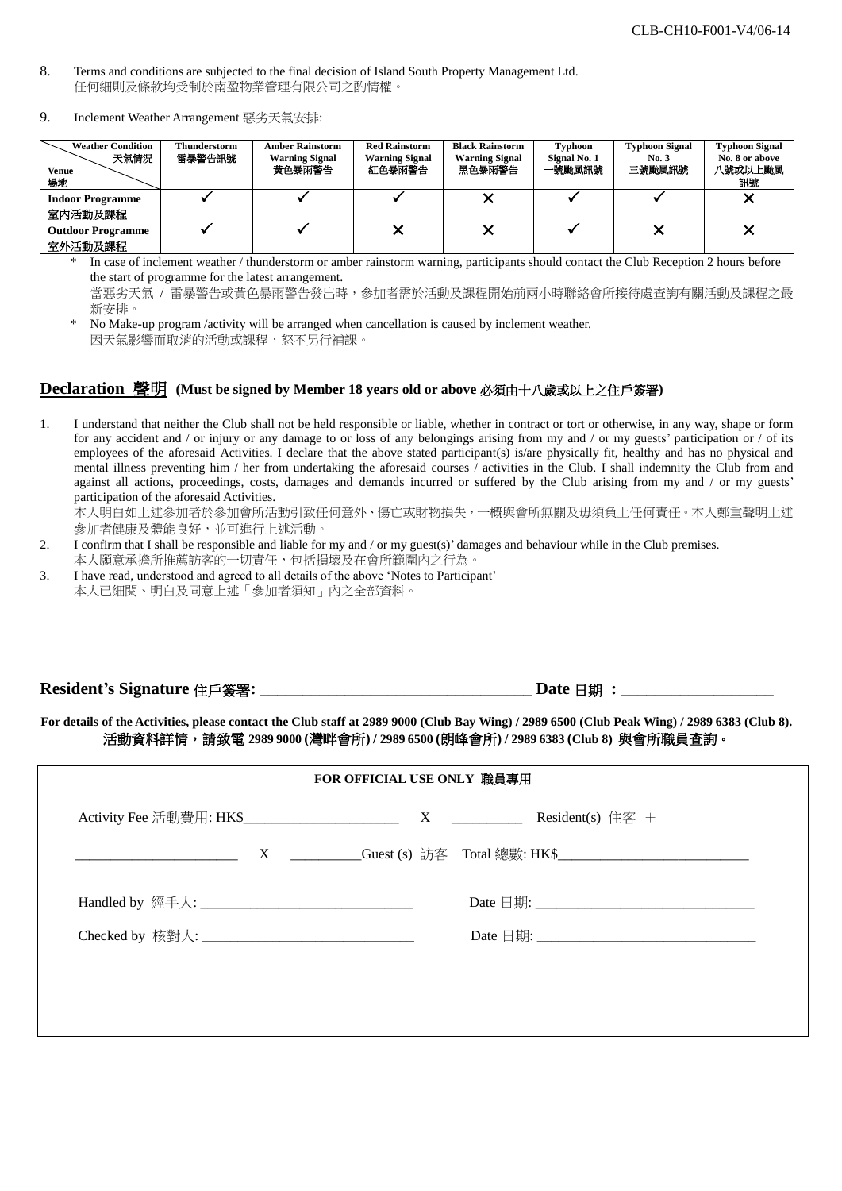8. Terms and conditions are subjected to the final decision of Island South Property Management Ltd.
   任何細則及條款均受制於南盈物業管理有限公司之酌情權。

9. Inclement Weather Arrangement 惡劣天氣安排:

| Weather Condition 天氣情況 / Venue 場地 | Thunderstorm 雷暴警告訊號 | Amber Rainstorm Warning Signal 黃色暴雨警告 | Red Rainstorm Warning Signal 紅色暴雨警告 | Black Rainstorm Warning Signal 黑色暴雨警告 | Typhoon Signal No. 1 一號颱風訊號 | Typhoon Signal No. 3 三號颱風訊號 | Typhoon Signal No. 8 or above 八號或以上颱風訊號 |
|---|---|---|---|---|---|---|---|
| **Indoor Programme 室內活動及課程** | ✓ | ✓ | ✓ | ✗ | ✓ | ✓ | ✗ |
| **Outdoor Programme 室外活動及課程** | ✓ | ✓ | ✗ | ✗ | ✓ | ✗ | ✗ |

\* In case of inclement weather / thunderstorm or amber rainstorm warning, participants should contact the Club Reception 2 hours before the start of programme for the latest arrangement.
當惡劣天氣 / 雷暴警告或黃色暴雨警告發出時，參加者需於活動及課程開始前兩小時聯絡會所接待處查詢有關活動及課程之最新安排。

\* No Make-up program /activity will be arranged when cancellation is caused by inclement weather.
因天氣影響而取消的活動或課程，恕不另行補課。

## Declaration 聲明 (Must be signed by Member 18 years old or above 必須由十八歲或以上之住戶簽署)

1. I understand that neither the Club shall not be held responsible or liable, whether in contract or tort or otherwise, in any way, shape or form for any accident and / or injury or any damage to or loss of any belongings arising from my and / or my guests' participation or / of its employees of the aforesaid Activities. I declare that the above stated participant(s) is/are physically fit, healthy and has no physical and mental illness preventing him / her from undertaking the aforesaid courses / activities in the Club. I shall indemnity the Club from and against all actions, proceedings, costs, damages and demands incurred or suffered by the Club arising from my and / or my guests' participation of the aforesaid Activities.
   本人明白如上述參加者於參加會所活動引致任何意外、傷亡或財物損失，一概與會所無關及毋須負上任何責任。本人鄭重聲明上述參加者健康及體能良好，並可進行上述活動。
2. I confirm that I shall be responsible and liable for my and / or my guest(s)' damages and behaviour while in the Club premises.
   本人願意承擔所推薦訪客的一切責任，包括損壞及在會所範圍內之行為。
3. I have read, understood and agreed to all details of the above 'Notes to Participant'
   本人已細閱、明白及同意上述「參加者須知」內之全部資料。

**Resident's Signature 住戶簽署: ________________________________ Date 日期 : __________________**

**For details of the Activities, please contact the Club staff at 2989 9000 (Club Bay Wing) / 2989 6500 (Club Peak Wing) / 2989 6383 (Club 8).**
**活動資料詳情，請致電 2989 9000 (灣畔會所) / 2989 6500 (朗峰會所) / 2989 6383 (Club 8) 與會所職員查詢。**

**FOR OFFICIAL USE ONLY 職員專用**

Activity Fee 活動費用: HK$_____________________ X _________ Resident(s) 住客 ＋

_____________________ X _________Guest (s) 訪客 Total 總數: HK$__________________________

Handled by 經手人: ____________________________ Date 日期: ______________________________

Checked by 核對人: ____________________________ Date 日期: ______________________________